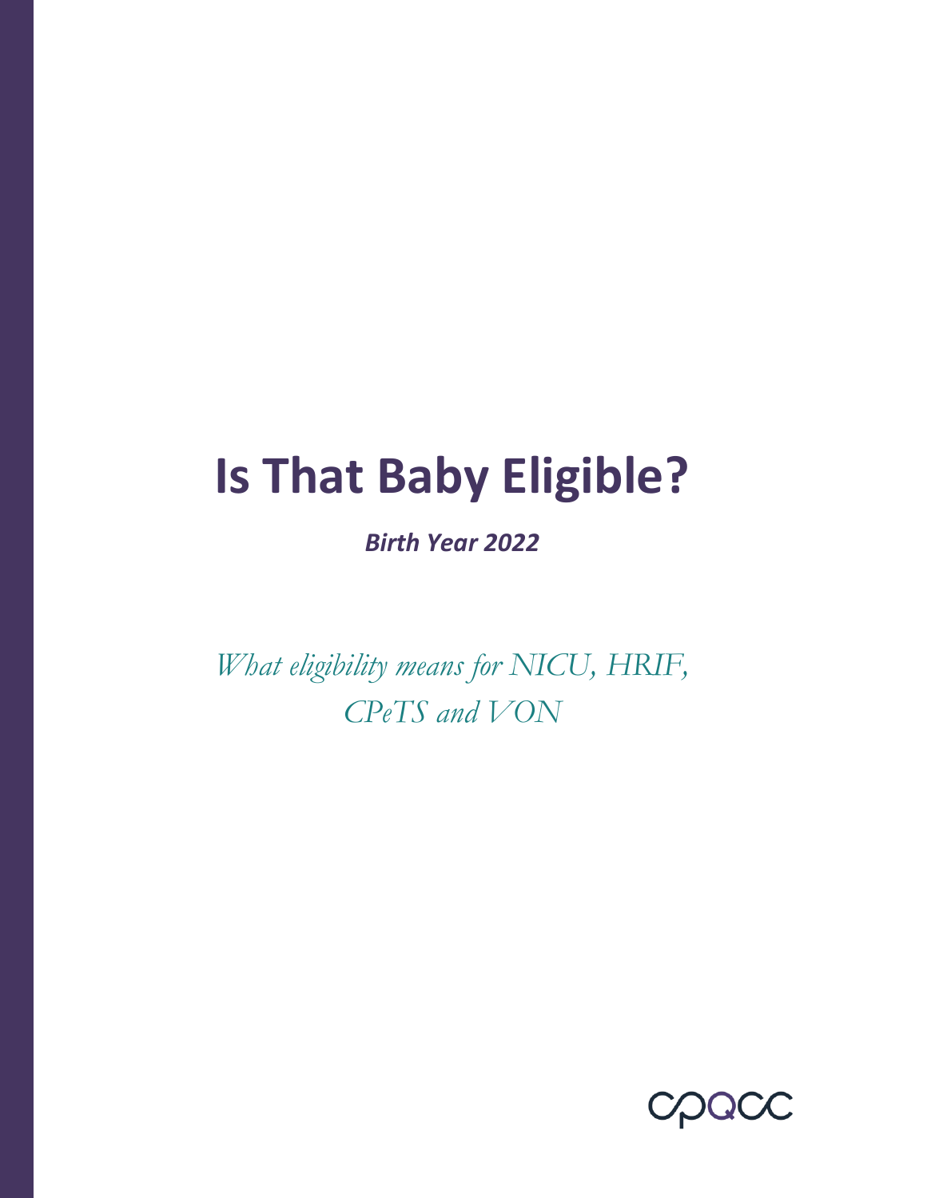# Is That Baby Eligible?

***Birth Year 2022***

*What eligibility means for NICU, HRIF, CPeTS and VON*

cpqcc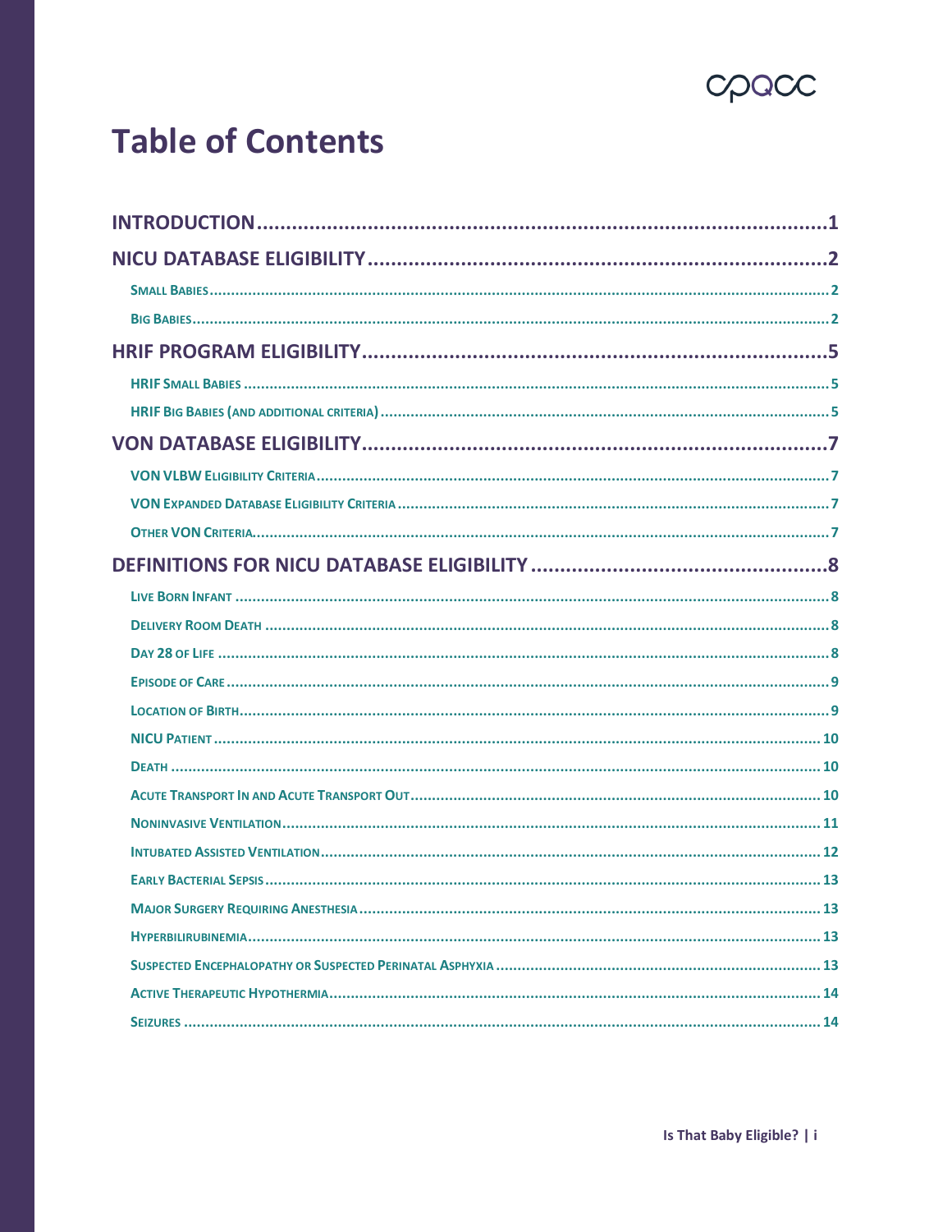# Table of Contents

- **INTRODUCTION** ........ 1
- **NICU DATABASE ELIGIBILITY** ........ 2
  - Small Babies ........ 2
  - Big Babies ........ 2
- **HRIF PROGRAM ELIGIBILITY** ........ 5
  - HRIF Small Babies ........ 5
  - HRIF Big Babies (and additional criteria) ........ 5
- **VON DATABASE ELIGIBILITY** ........ 7
  - VON VLBW Eligibility Criteria ........ 7
  - VON Expanded Database Eligibility Criteria ........ 7
  - Other VON Criteria ........ 7
- **DEFINITIONS FOR NICU DATABASE ELIGIBILITY** ........ 8
  - Live Born Infant ........ 8
  - Delivery Room Death ........ 8
  - Day 28 of Life ........ 8
  - Episode of Care ........ 9
  - Location of Birth ........ 9
  - NICU Patient ........ 10
  - Death ........ 10
  - Acute Transport In and Acute Transport Out ........ 10
  - Noninvasive Ventilation ........ 11
  - Intubated Assisted Ventilation ........ 12
  - Early Bacterial Sepsis ........ 13
  - Major Surgery Requiring Anesthesia ........ 13
  - Hyperbilirubinemia ........ 13
  - Suspected Encephalopathy or Suspected Perinatal Asphyxia ........ 13
  - Active Therapeutic Hypothermia ........ 14
  - Seizures ........ 14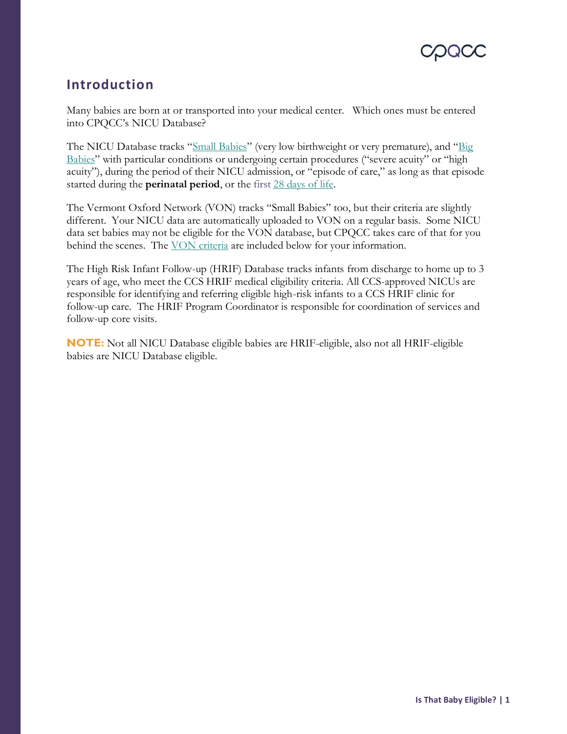## Introduction

Many babies are born at or transported into your medical center. Which ones must be entered into CPQCC's NICU Database?

The NICU Database tracks "Small Babies" (very low birthweight or very premature), and "Big Babies" with particular conditions or undergoing certain procedures ("severe acuity" or "high acuity"), during the period of their NICU admission, or "episode of care," as long as that episode started during the **perinatal period**, or the first 28 days of life.

The Vermont Oxford Network (VON) tracks "Small Babies" too, but their criteria are slightly different. Your NICU data are automatically uploaded to VON on a regular basis. Some NICU data set babies may not be eligible for the VON database, but CPQCC takes care of that for you behind the scenes. The VON criteria are included below for your information.

The High Risk Infant Follow-up (HRIF) Database tracks infants from discharge to home up to 3 years of age, who meet the CCS HRIF medical eligibility criteria. All CCS-approved NICUs are responsible for identifying and referring eligible high-risk infants to a CCS HRIF clinic for follow-up care. The HRIF Program Coordinator is responsible for coordination of services and follow-up core visits.

**NOTE:** Not all NICU Database eligible babies are HRIF-eligible, also not all HRIF-eligible babies are NICU Database eligible.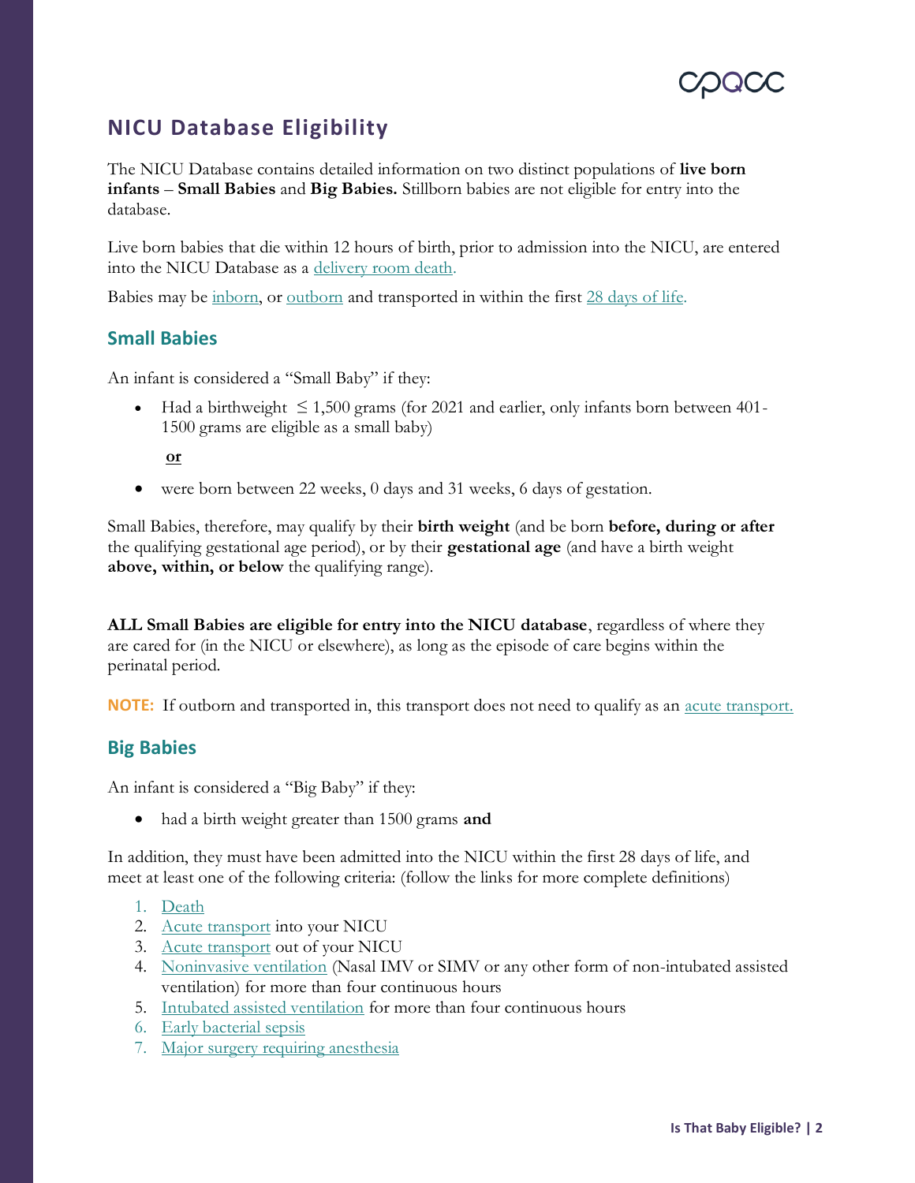## NICU Database Eligibility

The NICU Database contains detailed information on two distinct populations of **live born infants** – **Small Babies** and **Big Babies.** Stillborn babies are not eligible for entry into the database.

Live born babies that die within 12 hours of birth, prior to admission into the NICU, are entered into the NICU Database as a delivery room death.

Babies may be inborn, or outborn and transported in within the first 28 days of life.

### Small Babies

An infant is considered a "Small Baby" if they:

- Had a birthweight ≤ 1,500 grams (for 2021 and earlier, only infants born between 401-1500 grams are eligible as a small baby)

  **or**

- were born between 22 weeks, 0 days and 31 weeks, 6 days of gestation.

Small Babies, therefore, may qualify by their **birth weight** (and be born **before, during or after** the qualifying gestational age period), or by their **gestational age** (and have a birth weight **above, within, or below** the qualifying range).

**ALL Small Babies are eligible for entry into the NICU database**, regardless of where they are cared for (in the NICU or elsewhere), as long as the episode of care begins within the perinatal period.

**NOTE:** If outborn and transported in, this transport does not need to qualify as an acute transport.

### Big Babies

An infant is considered a "Big Baby" if they:

- had a birth weight greater than 1500 grams **and**

In addition, they must have been admitted into the NICU within the first 28 days of life, and meet at least one of the following criteria: (follow the links for more complete definitions)

1. Death
2. Acute transport into your NICU
3. Acute transport out of your NICU
4. Noninvasive ventilation (Nasal IMV or SIMV or any other form of non-intubated assisted ventilation) for more than four continuous hours
5. Intubated assisted ventilation for more than four continuous hours
6. Early bacterial sepsis
7. Major surgery requiring anesthesia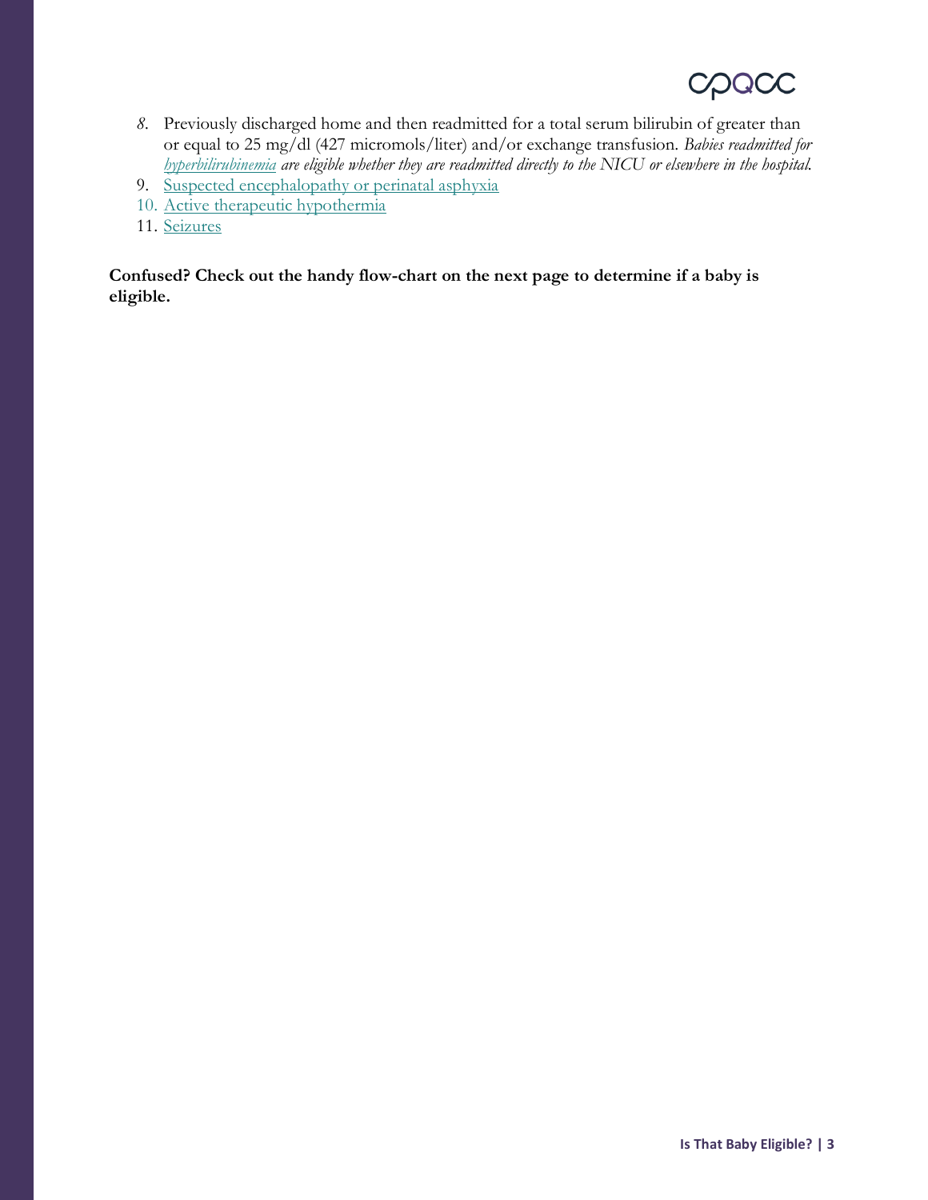8. Previously discharged home and then readmitted for a total serum bilirubin of greater than or equal to 25 mg/dl (427 micromols/liter) and/or exchange transfusion. *Babies readmitted for hyperbilirubinemia are eligible whether they are readmitted directly to the NICU or elsewhere in the hospital.*
9. Suspected encephalopathy or perinatal asphyxia
10. Active therapeutic hypothermia
11. Seizures

**Confused? Check out the handy flow-chart on the next page to determine if a baby is eligible.**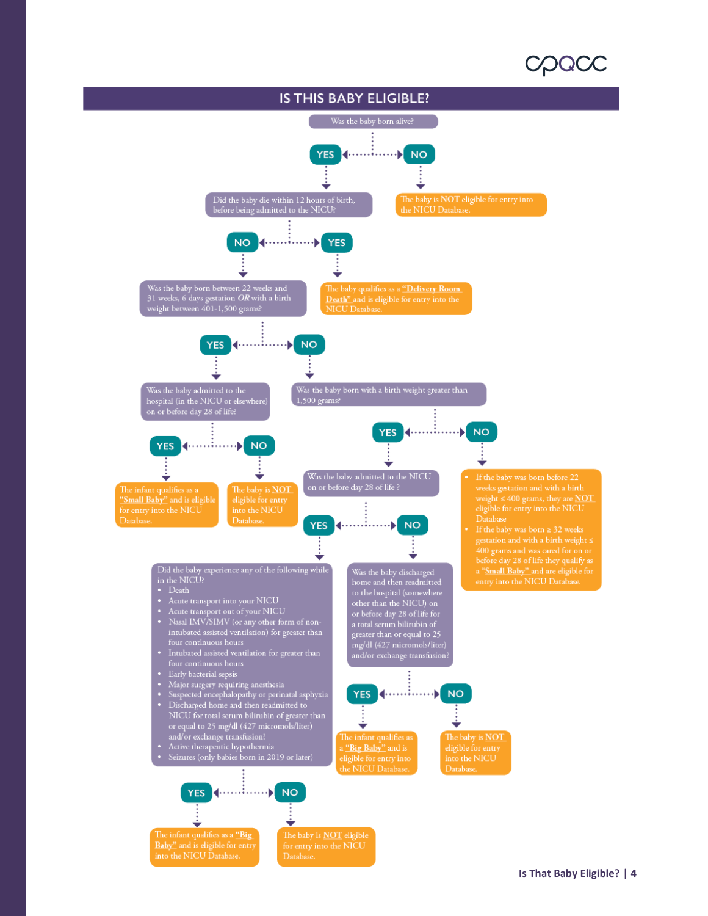# IS THIS BABY ELIGIBLE?

**Was the baby born alive?**

- **NO** → The baby is **NOT** eligible for entry into the NICU Database.
- **YES** → **Did the baby die within 12 hours of birth, before being admitted to the NICU?**
  - **YES** → The baby qualifies as a **"Delivery Room Death"** and is eligible for entry into the NICU Database.
  - **NO** → **Was the baby born between 22 weeks and 31 weeks, 6 days gestation *OR* with a birth weight between 401-1,500 grams?**
    - **YES** → **Was the baby admitted to the hospital (in the NICU or elsewhere) on or before day 28 of life?**
      - **YES** → The infant qualifies as a **"Small Baby"** and is eligible for entry into the NICU Database.
      - **NO** → The baby is **NOT** eligible for entry into the NICU Database.
    - **NO** → **Was the baby born with a birth weight greater than 1,500 grams?**
      - **NO** →
        - If the baby was born before 22 weeks gestation and with a birth weight ≤ 400 grams, they are **NOT** eligible for entry into the NICU Database
        - If the baby was born ≥ 32 weeks gestation and with a birth weight ≤ 400 grams and was cared for on or before day 28 of life they qualify as a **"Small Baby"** and are eligible for entry into the NICU Database.
      - **YES** → **Was the baby admitted to the NICU on or before day 28 of life ?**
        - **YES** → **Did the baby experience any of the following while in the NICU?**
          - Death
          - Acute transport into your NICU
          - Acute transport out of your NICU
          - Nasal IMV/SIMV (or any other form of non-intubated assisted ventilation) for greater than four continuous hours
          - Intubated assisted ventilation for greater than four continuous hours
          - Early bacterial sepsis
          - Major surgery requiring anesthesia
          - Suspected encephalopathy or perinatal asphyxia
          - Discharged home and then readmitted to NICU for total serum bilirubin of greater than or equal to 25 mg/dl (427 micromols/liter) and/or exchange transfusion?
          - Active therapeutic hypothermia
          - Seizures (only babies born in 2019 or later)

          - **YES** → The infant qualifies as a **"Big Baby"** and is eligible for entry into the NICU Database.
          - **NO** → The baby is **NOT** eligible for entry into the NICU Database.
        - **NO** → **Was the baby discharged home and then readmitted to the hospital (somewhere other than the NICU) on or before day 28 of life for a total serum bilirubin of greater than or equal to 25 mg/dl (427 micromols/liter) and/or exchange transfusion?**
          - **YES** → The infant qualifies as a **"Big Baby"** and is eligible for entry into the NICU Database.
          - **NO** → The baby is **NOT** eligible for entry into the NICU Database.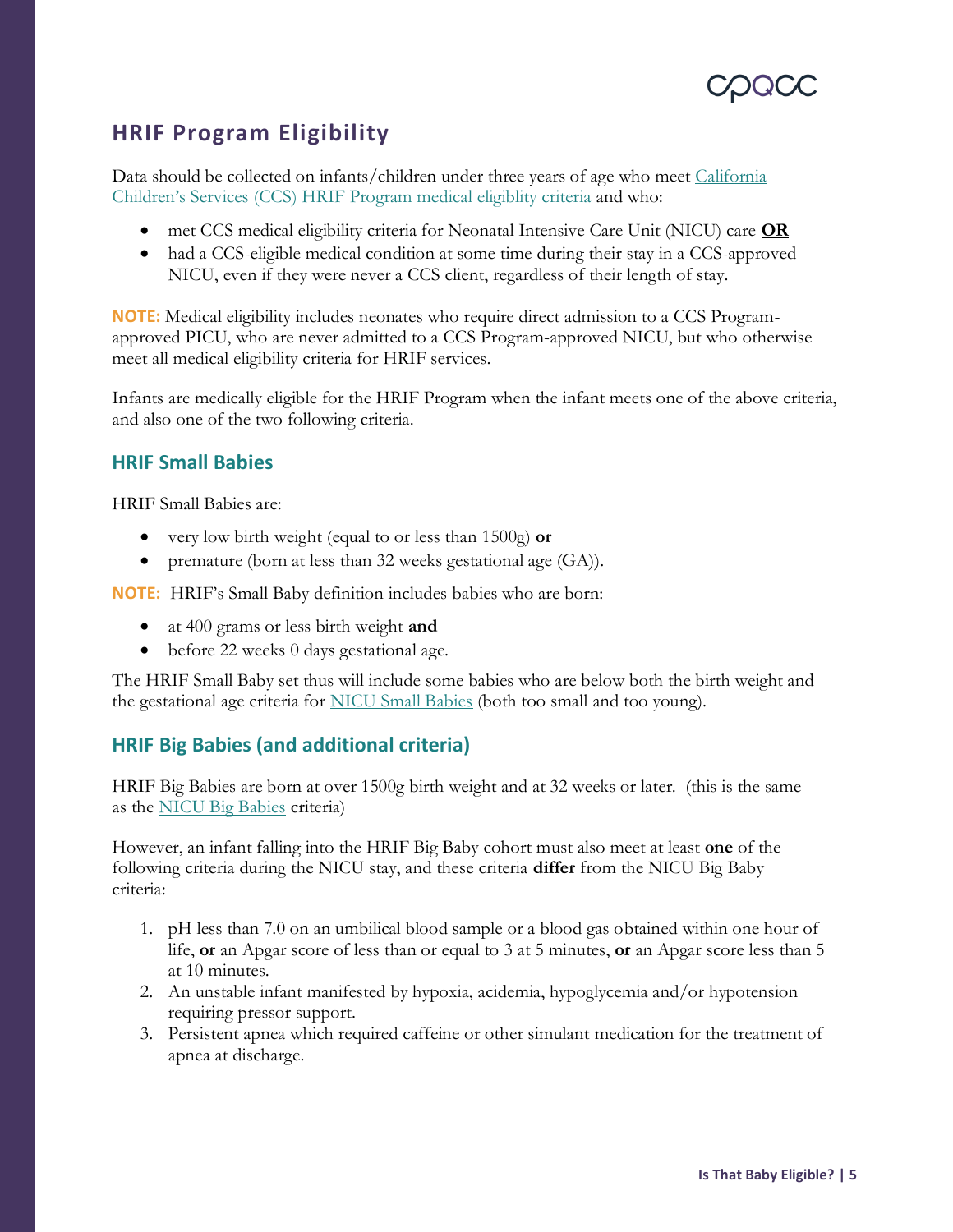## HRIF Program Eligibility

Data should be collected on infants/children under three years of age who meet [California Children's Services (CCS) HRIF Program medical eligiblity criteria]() and who:

- met CCS medical eligibility criteria for Neonatal Intensive Care Unit (NICU) care **OR**
- had a CCS-eligible medical condition at some time during their stay in a CCS-approved NICU, even if they were never a CCS client, regardless of their length of stay.

**NOTE:** Medical eligibility includes neonates who require direct admission to a CCS Program-approved PICU, who are never admitted to a CCS Program-approved NICU, but who otherwise meet all medical eligibility criteria for HRIF services.

Infants are medically eligible for the HRIF Program when the infant meets one of the above criteria, and also one of the two following criteria.

### HRIF Small Babies

HRIF Small Babies are:

- very low birth weight (equal to or less than 1500g) **or**
- premature (born at less than 32 weeks gestational age (GA)).

**NOTE:** HRIF's Small Baby definition includes babies who are born:

- at 400 grams or less birth weight **and**
- before 22 weeks 0 days gestational age.

The HRIF Small Baby set thus will include some babies who are below both the birth weight and the gestational age criteria for [NICU Small Babies]() (both too small and too young).

### HRIF Big Babies (and additional criteria)

HRIF Big Babies are born at over 1500g birth weight and at 32 weeks or later. (this is the same as the [NICU Big Babies]() criteria)

However, an infant falling into the HRIF Big Baby cohort must also meet at least **one** of the following criteria during the NICU stay, and these criteria **differ** from the NICU Big Baby criteria:

1. pH less than 7.0 on an umbilical blood sample or a blood gas obtained within one hour of life, **or** an Apgar score of less than or equal to 3 at 5 minutes, **or** an Apgar score less than 5 at 10 minutes.
2. An unstable infant manifested by hypoxia, acidemia, hypoglycemia and/or hypotension requiring pressor support.
3. Persistent apnea which required caffeine or other simulant medication for the treatment of apnea at discharge.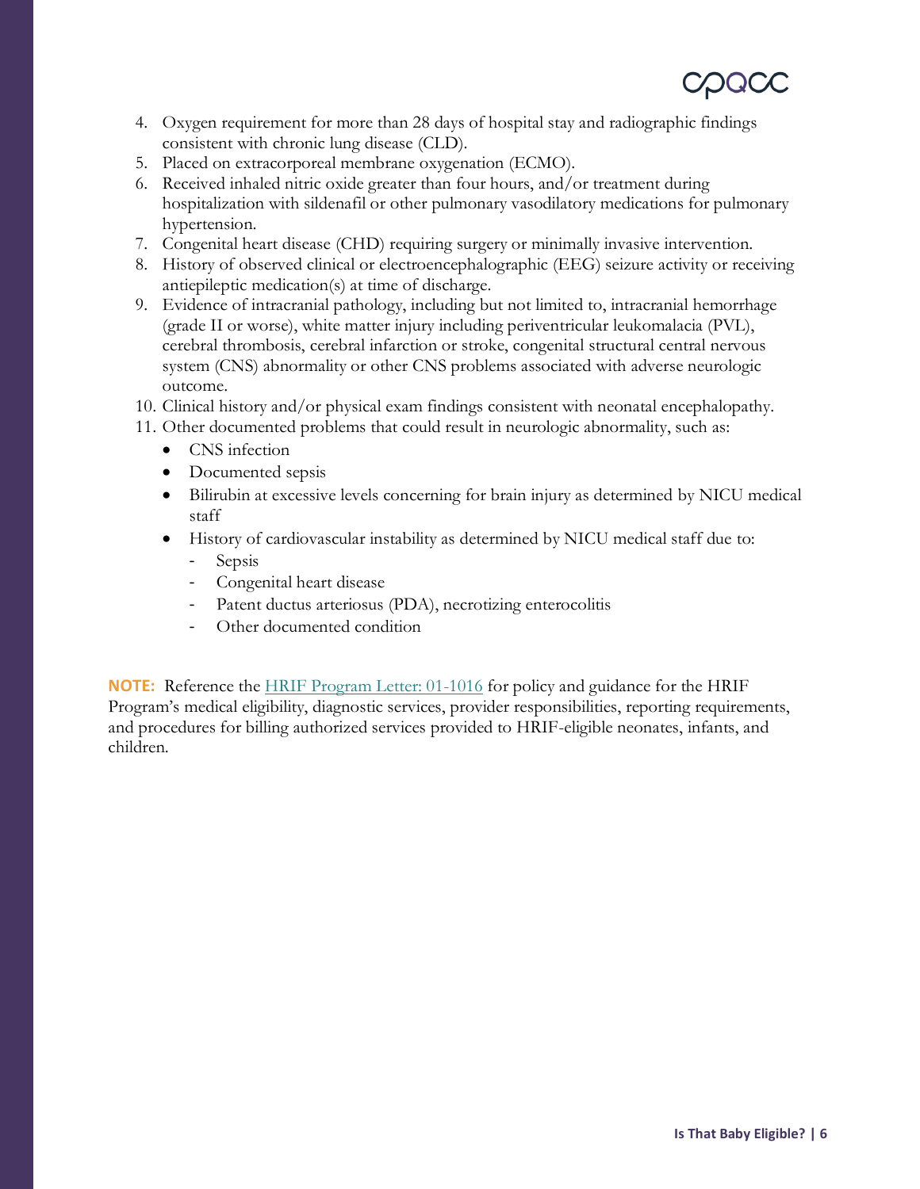4. Oxygen requirement for more than 28 days of hospital stay and radiographic findings consistent with chronic lung disease (CLD).
5. Placed on extracorporeal membrane oxygenation (ECMO).
6. Received inhaled nitric oxide greater than four hours, and/or treatment during hospitalization with sildenafil or other pulmonary vasodilatory medications for pulmonary hypertension.
7. Congenital heart disease (CHD) requiring surgery or minimally invasive intervention.
8. History of observed clinical or electroencephalographic (EEG) seizure activity or receiving antiepileptic medication(s) at time of discharge.
9. Evidence of intracranial pathology, including but not limited to, intracranial hemorrhage (grade II or worse), white matter injury including periventricular leukomalacia (PVL), cerebral thrombosis, cerebral infarction or stroke, congenital structural central nervous system (CNS) abnormality or other CNS problems associated with adverse neurologic outcome.
10. Clinical history and/or physical exam findings consistent with neonatal encephalopathy.
11. Other documented problems that could result in neurologic abnormality, such as:
    - CNS infection
    - Documented sepsis
    - Bilirubin at excessive levels concerning for brain injury as determined by NICU medical staff
    - History of cardiovascular instability as determined by NICU medical staff due to:
        - Sepsis
        - Congenital heart disease
        - Patent ductus arteriosus (PDA), necrotizing enterocolitis
        - Other documented condition

**NOTE:** Reference the [HRIF Program Letter: 01-1016]() for policy and guidance for the HRIF Program's medical eligibility, diagnostic services, provider responsibilities, reporting requirements, and procedures for billing authorized services provided to HRIF-eligible neonates, infants, and children.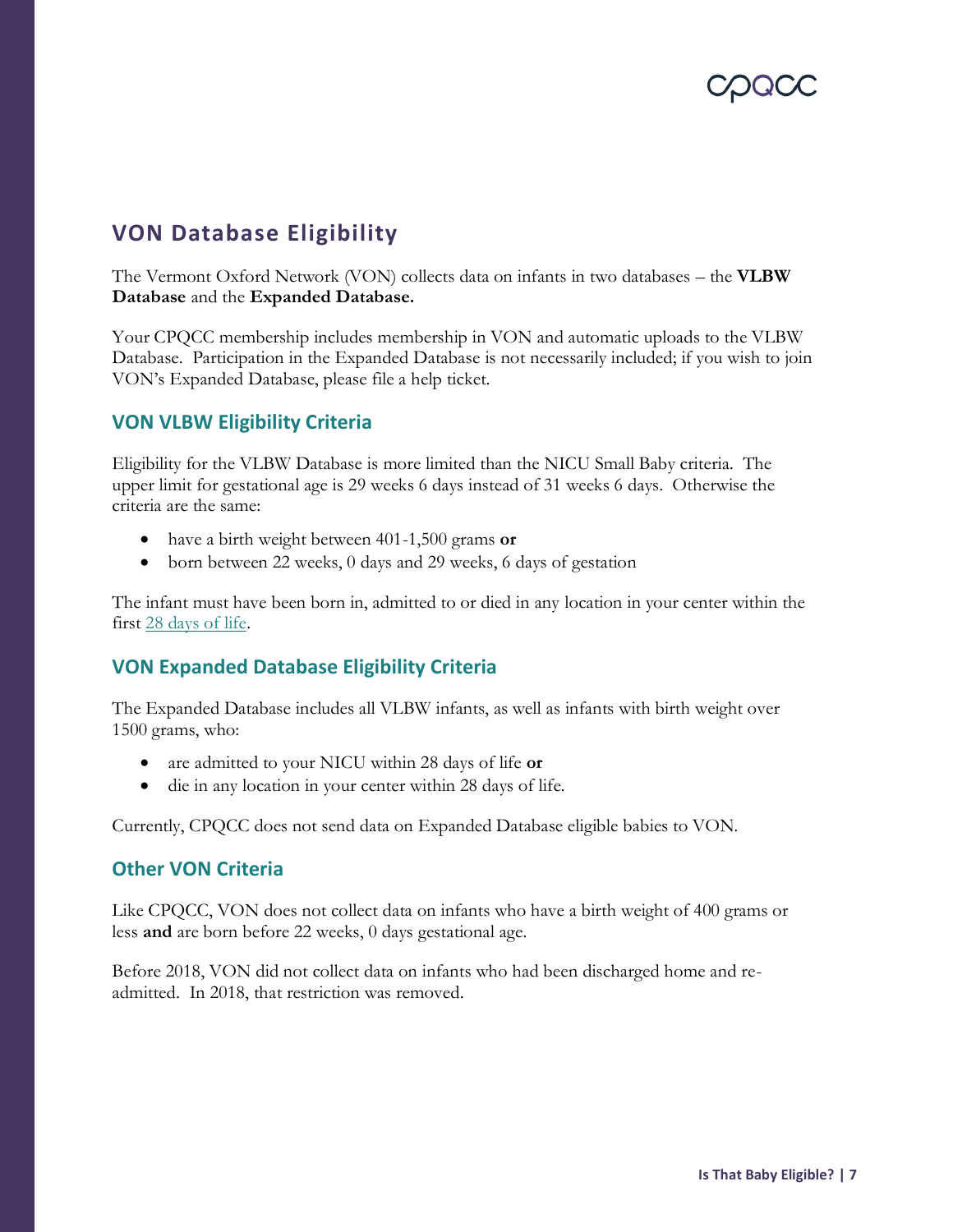## VON Database Eligibility

The Vermont Oxford Network (VON) collects data on infants in two databases – the **VLBW Database** and the **Expanded Database.**

Your CPQCC membership includes membership in VON and automatic uploads to the VLBW Database. Participation in the Expanded Database is not necessarily included; if you wish to join VON's Expanded Database, please file a help ticket.

### VON VLBW Eligibility Criteria

Eligibility for the VLBW Database is more limited than the NICU Small Baby criteria. The upper limit for gestational age is 29 weeks 6 days instead of 31 weeks 6 days. Otherwise the criteria are the same:

- have a birth weight between 401-1,500 grams **or**
- born between 22 weeks, 0 days and 29 weeks, 6 days of gestation

The infant must have been born in, admitted to or died in any location in your center within the first [28 days of life](28 days of life).

### VON Expanded Database Eligibility Criteria

The Expanded Database includes all VLBW infants, as well as infants with birth weight over 1500 grams, who:

- are admitted to your NICU within 28 days of life **or**
- die in any location in your center within 28 days of life.

Currently, CPQCC does not send data on Expanded Database eligible babies to VON.

### Other VON Criteria

Like CPQCC, VON does not collect data on infants who have a birth weight of 400 grams or less **and** are born before 22 weeks, 0 days gestational age.

Before 2018, VON did not collect data on infants who had been discharged home and re-admitted. In 2018, that restriction was removed.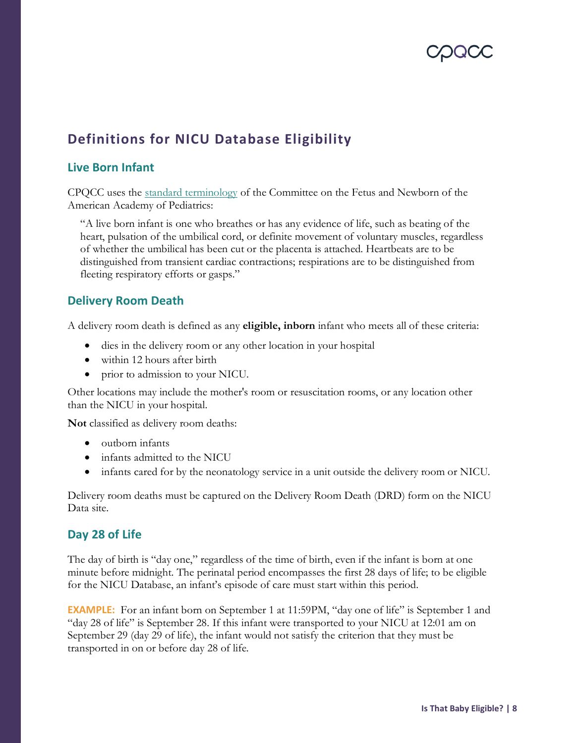## Definitions for NICU Database Eligibility

### Live Born Infant

CPQCC uses the standard terminology of the Committee on the Fetus and Newborn of the American Academy of Pediatrics:

> "A live born infant is one who breathes or has any evidence of life, such as beating of the heart, pulsation of the umbilical cord, or definite movement of voluntary muscles, regardless of whether the umbilical has been cut or the placenta is attached. Heartbeats are to be distinguished from transient cardiac contractions; respirations are to be distinguished from fleeting respiratory efforts or gasps."

### Delivery Room Death

A delivery room death is defined as any **eligible, inborn** infant who meets all of these criteria:

- dies in the delivery room or any other location in your hospital
- within 12 hours after birth
- prior to admission to your NICU.

Other locations may include the mother's room or resuscitation rooms, or any location other than the NICU in your hospital.

**Not** classified as delivery room deaths:

- outborn infants
- infants admitted to the NICU
- infants cared for by the neonatology service in a unit outside the delivery room or NICU.

Delivery room deaths must be captured on the Delivery Room Death (DRD) form on the NICU Data site.

### Day 28 of Life

The day of birth is "day one," regardless of the time of birth, even if the infant is born at one minute before midnight. The perinatal period encompasses the first 28 days of life; to be eligible for the NICU Database, an infant's episode of care must start within this period.

**EXAMPLE:** For an infant born on September 1 at 11:59PM, "day one of life" is September 1 and "day 28 of life" is September 28. If this infant were transported to your NICU at 12:01 am on September 29 (day 29 of life), the infant would not satisfy the criterion that they must be transported in on or before day 28 of life.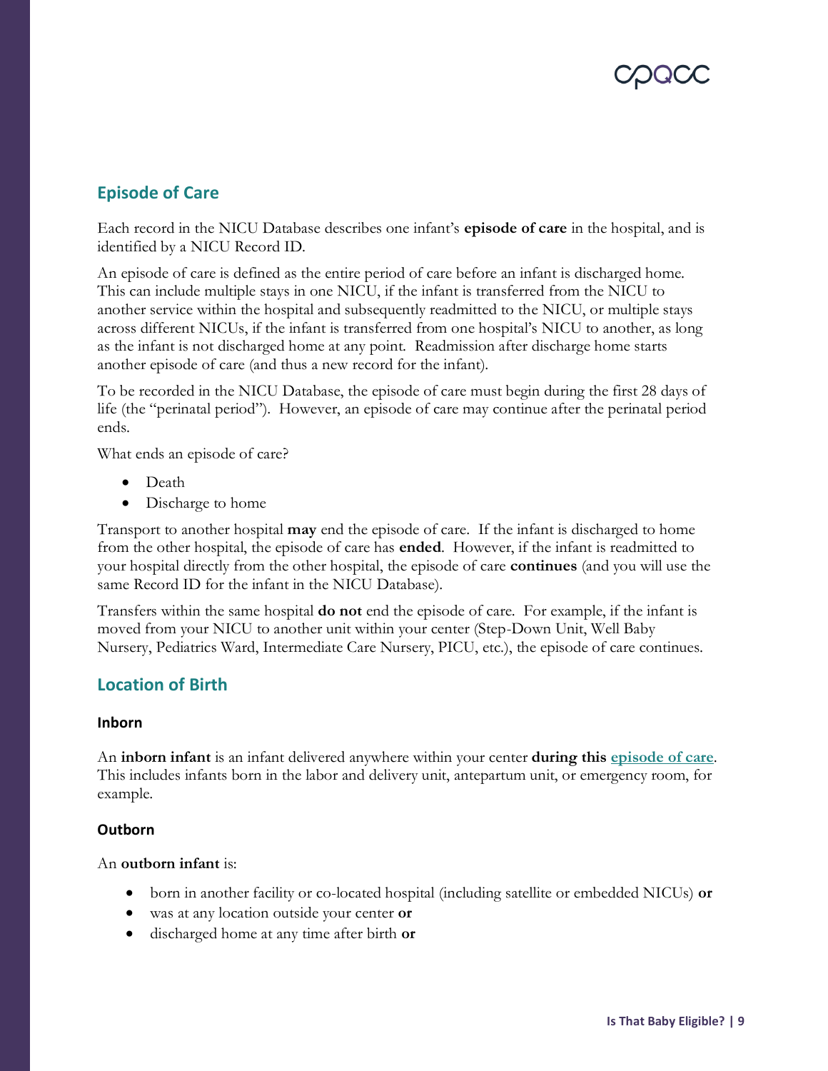## Episode of Care

Each record in the NICU Database describes one infant's **episode of care** in the hospital, and is identified by a NICU Record ID.

An episode of care is defined as the entire period of care before an infant is discharged home. This can include multiple stays in one NICU, if the infant is transferred from the NICU to another service within the hospital and subsequently readmitted to the NICU, or multiple stays across different NICUs, if the infant is transferred from one hospital's NICU to another, as long as the infant is not discharged home at any point. Readmission after discharge home starts another episode of care (and thus a new record for the infant).

To be recorded in the NICU Database, the episode of care must begin during the first 28 days of life (the "perinatal period"). However, an episode of care may continue after the perinatal period ends.

What ends an episode of care?

- Death
- Discharge to home

Transport to another hospital **may** end the episode of care. If the infant is discharged to home from the other hospital, the episode of care has **ended**. However, if the infant is readmitted to your hospital directly from the other hospital, the episode of care **continues** (and you will use the same Record ID for the infant in the NICU Database).

Transfers within the same hospital **do not** end the episode of care. For example, if the infant is moved from your NICU to another unit within your center (Step-Down Unit, Well Baby Nursery, Pediatrics Ward, Intermediate Care Nursery, PICU, etc.), the episode of care continues.

## Location of Birth

### Inborn

An **inborn infant** is an infant delivered anywhere within your center **during this [episode of care](#episode-of-care)**. This includes infants born in the labor and delivery unit, antepartum unit, or emergency room, for example.

### Outborn

An **outborn infant** is:

- born in another facility or co-located hospital (including satellite or embedded NICUs) **or**
- was at any location outside your center **or**
- discharged home at any time after birth **or**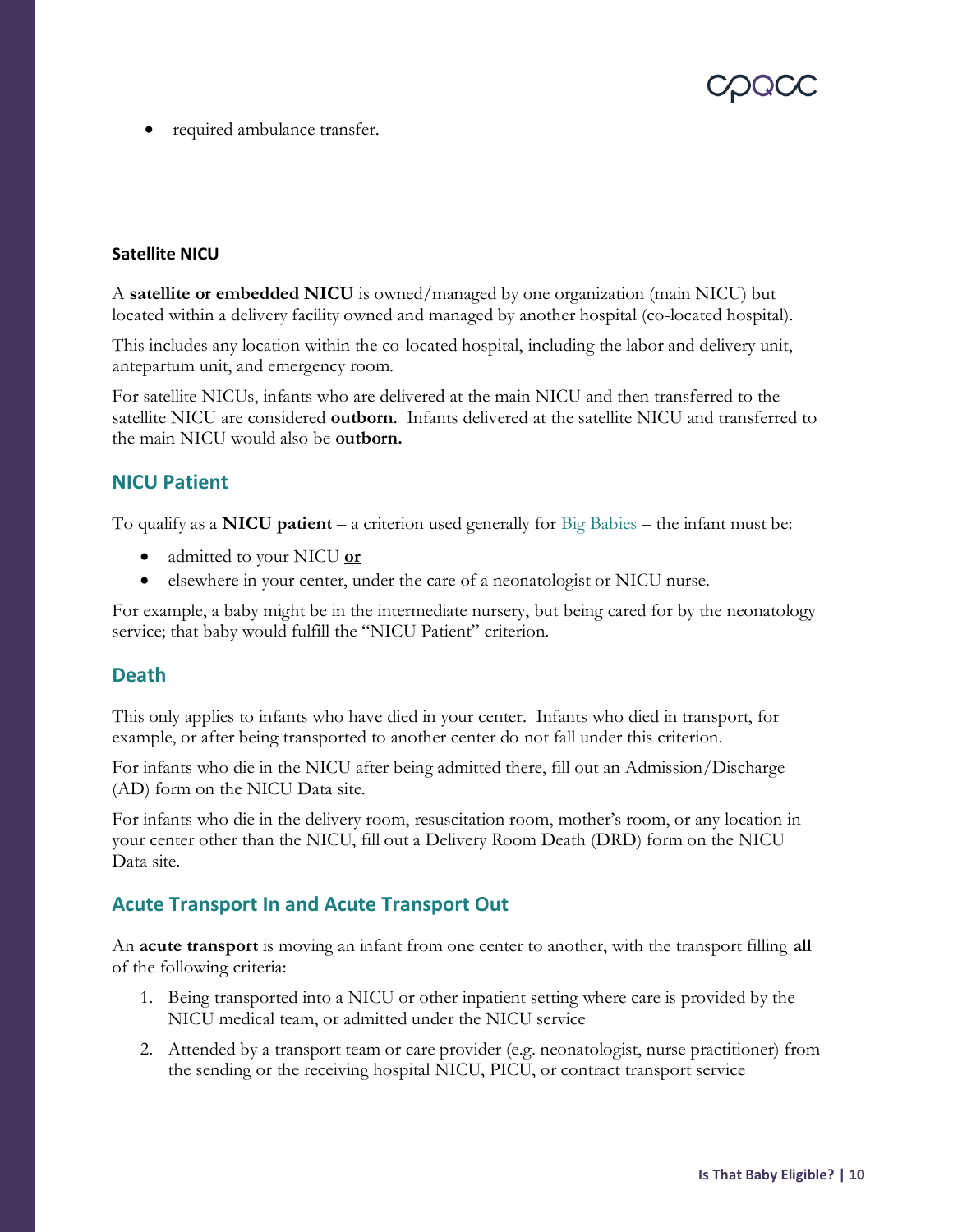- required ambulance transfer.

#### Satellite NICU

A **satellite or embedded NICU** is owned/managed by one organization (main NICU) but located within a delivery facility owned and managed by another hospital (co-located hospital).

This includes any location within the co-located hospital, including the labor and delivery unit, antepartum unit, and emergency room.

For satellite NICUs, infants who are delivered at the main NICU and then transferred to the satellite NICU are considered **outborn**. Infants delivered at the satellite NICU and transferred to the main NICU would also be **outborn.**

### NICU Patient

To qualify as a **NICU patient** – a criterion used generally for Big Babies – the infant must be:

- admitted to your NICU **or**
- elsewhere in your center, under the care of a neonatologist or NICU nurse.

For example, a baby might be in the intermediate nursery, but being cared for by the neonatology service; that baby would fulfill the "NICU Patient" criterion.

### Death

This only applies to infants who have died in your center. Infants who died in transport, for example, or after being transported to another center do not fall under this criterion.

For infants who die in the NICU after being admitted there, fill out an Admission/Discharge (AD) form on the NICU Data site.

For infants who die in the delivery room, resuscitation room, mother's room, or any location in your center other than the NICU, fill out a Delivery Room Death (DRD) form on the NICU Data site.

### Acute Transport In and Acute Transport Out

An **acute transport** is moving an infant from one center to another, with the transport filling **all** of the following criteria:

1. Being transported into a NICU or other inpatient setting where care is provided by the NICU medical team, or admitted under the NICU service
2. Attended by a transport team or care provider (e.g. neonatologist, nurse practitioner) from the sending or the receiving hospital NICU, PICU, or contract transport service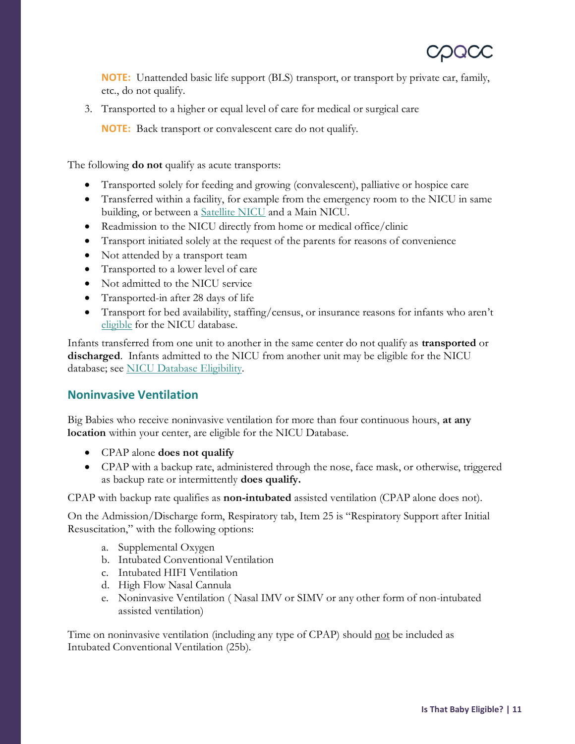**NOTE:** Unattended basic life support (BLS) transport, or transport by private car, family, etc., do not qualify.

3. Transported to a higher or equal level of care for medical or surgical care

   **NOTE:** Back transport or convalescent care do not qualify.

The following **do not** qualify as acute transports:

- Transported solely for feeding and growing (convalescent), palliative or hospice care
- Transferred within a facility, for example from the emergency room to the NICU in same building, or between a Satellite NICU and a Main NICU.
- Readmission to the NICU directly from home or medical office/clinic
- Transport initiated solely at the request of the parents for reasons of convenience
- Not attended by a transport team
- Transported to a lower level of care
- Not admitted to the NICU service
- Transported-in after 28 days of life
- Transport for bed availability, staffing/census, or insurance reasons for infants who aren't eligible for the NICU database.

Infants transferred from one unit to another in the same center do not qualify as **transported** or **discharged**. Infants admitted to the NICU from another unit may be eligible for the NICU database; see NICU Database Eligibility.

## Noninvasive Ventilation

Big Babies who receive noninvasive ventilation for more than four continuous hours, **at any location** within your center, are eligible for the NICU Database.

- CPAP alone **does not qualify**
- CPAP with a backup rate, administered through the nose, face mask, or otherwise, triggered as backup rate or intermittently **does qualify.**

CPAP with backup rate qualifies as **non-intubated** assisted ventilation (CPAP alone does not).

On the Admission/Discharge form, Respiratory tab, Item 25 is "Respiratory Support after Initial Resuscitation," with the following options:

a. Supplemental Oxygen
b. Intubated Conventional Ventilation
c. Intubated HIFI Ventilation
d. High Flow Nasal Cannula
e. Noninvasive Ventilation ( Nasal IMV or SIMV or any other form of non-intubated assisted ventilation)

Time on noninvasive ventilation (including any type of CPAP) should not be included as Intubated Conventional Ventilation (25b).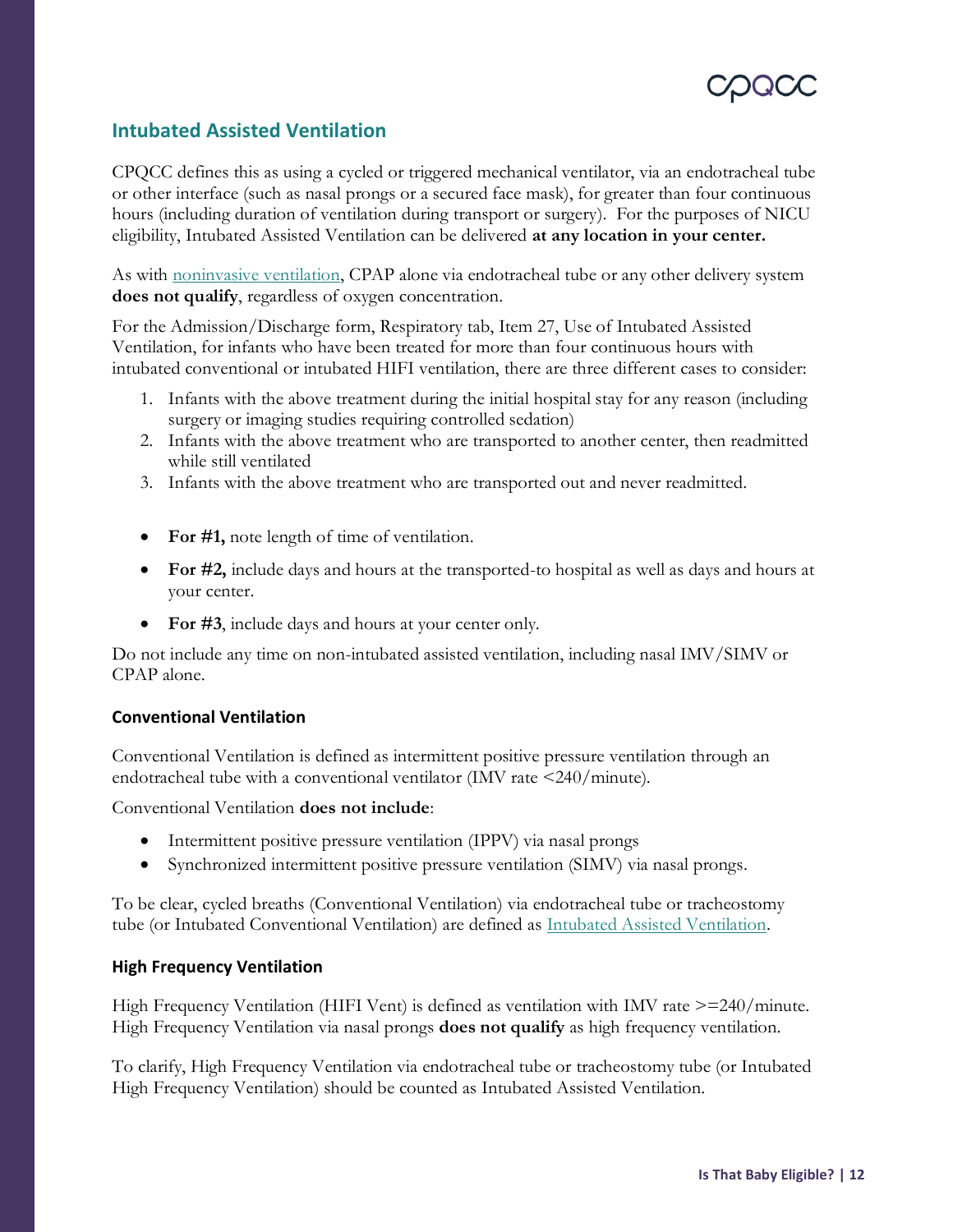## Intubated Assisted Ventilation

CPQCC defines this as using a cycled or triggered mechanical ventilator, via an endotracheal tube or other interface (such as nasal prongs or a secured face mask), for greater than four continuous hours (including duration of ventilation during transport or surgery). For the purposes of NICU eligibility, Intubated Assisted Ventilation can be delivered **at any location in your center.**

As with noninvasive ventilation, CPAP alone via endotracheal tube or any other delivery system **does not qualify**, regardless of oxygen concentration.

For the Admission/Discharge form, Respiratory tab, Item 27, Use of Intubated Assisted Ventilation, for infants who have been treated for more than four continuous hours with intubated conventional or intubated HIFI ventilation, there are three different cases to consider:

1. Infants with the above treatment during the initial hospital stay for any reason (including surgery or imaging studies requiring controlled sedation)
2. Infants with the above treatment who are transported to another center, then readmitted while still ventilated
3. Infants with the above treatment who are transported out and never readmitted.

- **For #1,** note length of time of ventilation.
- **For #2,** include days and hours at the transported-to hospital as well as days and hours at your center.
- **For #3**, include days and hours at your center only.

Do not include any time on non-intubated assisted ventilation, including nasal IMV/SIMV or CPAP alone.

### Conventional Ventilation

Conventional Ventilation is defined as intermittent positive pressure ventilation through an endotracheal tube with a conventional ventilator (IMV rate <240/minute).

Conventional Ventilation **does not include**:

- Intermittent positive pressure ventilation (IPPV) via nasal prongs
- Synchronized intermittent positive pressure ventilation (SIMV) via nasal prongs.

To be clear, cycled breaths (Conventional Ventilation) via endotracheal tube or tracheostomy tube (or Intubated Conventional Ventilation) are defined as Intubated Assisted Ventilation.

### High Frequency Ventilation

High Frequency Ventilation (HIFI Vent) is defined as ventilation with IMV rate >=240/minute. High Frequency Ventilation via nasal prongs **does not qualify** as high frequency ventilation.

To clarify, High Frequency Ventilation via endotracheal tube or tracheostomy tube (or Intubated High Frequency Ventilation) should be counted as Intubated Assisted Ventilation.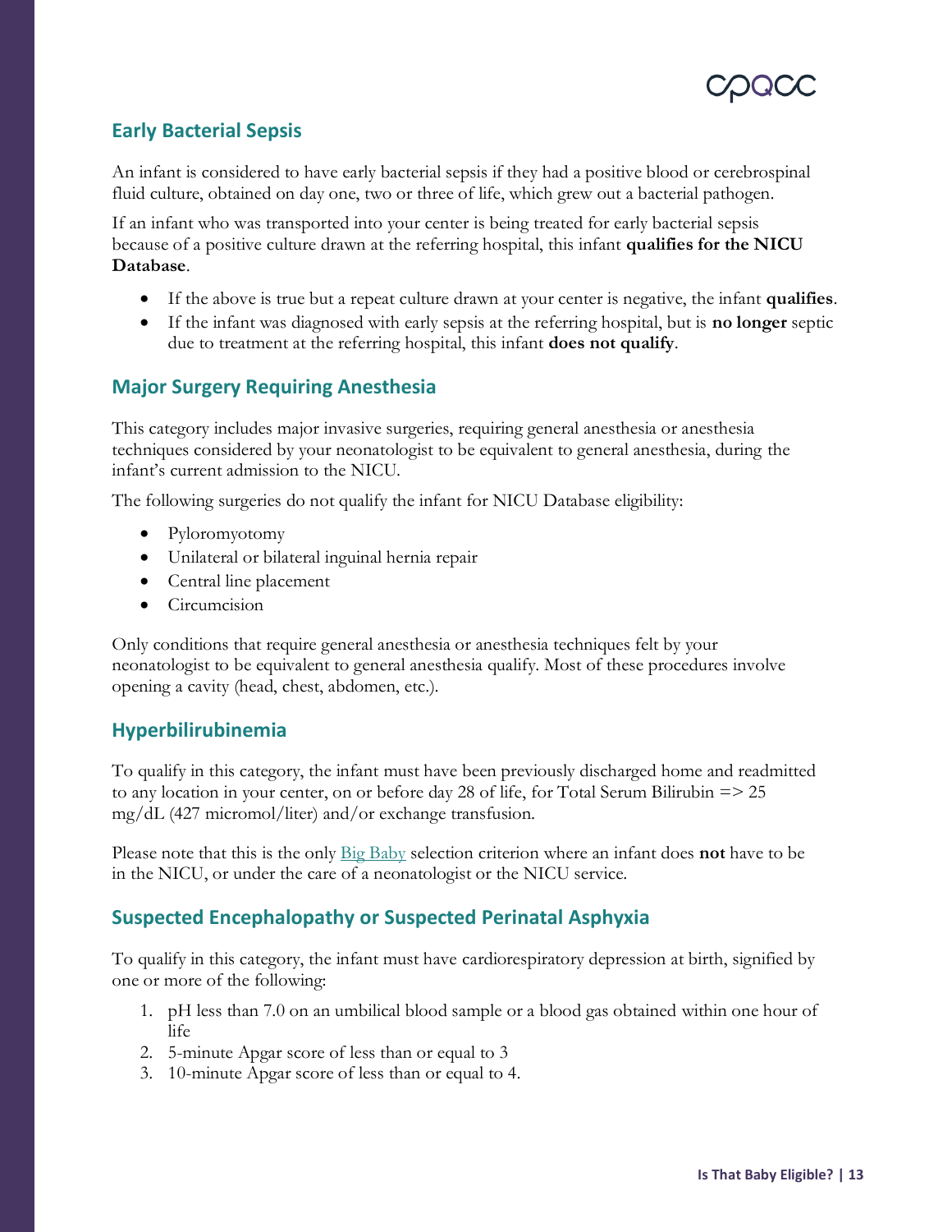## Early Bacterial Sepsis

An infant is considered to have early bacterial sepsis if they had a positive blood or cerebrospinal fluid culture, obtained on day one, two or three of life, which grew out a bacterial pathogen.

If an infant who was transported into your center is being treated for early bacterial sepsis because of a positive culture drawn at the referring hospital, this infant **qualifies for the NICU Database**.

- If the above is true but a repeat culture drawn at your center is negative, the infant **qualifies**.
- If the infant was diagnosed with early sepsis at the referring hospital, but is **no longer** septic due to treatment at the referring hospital, this infant **does not qualify**.

## Major Surgery Requiring Anesthesia

This category includes major invasive surgeries, requiring general anesthesia or anesthesia techniques considered by your neonatologist to be equivalent to general anesthesia, during the infant's current admission to the NICU.

The following surgeries do not qualify the infant for NICU Database eligibility:

- Pyloromyotomy
- Unilateral or bilateral inguinal hernia repair
- Central line placement
- Circumcision

Only conditions that require general anesthesia or anesthesia techniques felt by your neonatologist to be equivalent to general anesthesia qualify. Most of these procedures involve opening a cavity (head, chest, abdomen, etc.).

## Hyperbilirubinemia

To qualify in this category, the infant must have been previously discharged home and readmitted to any location in your center, on or before day 28 of life, for Total Serum Bilirubin => 25 mg/dL (427 micromol/liter) and/or exchange transfusion.

Please note that this is the only Big Baby selection criterion where an infant does **not** have to be in the NICU, or under the care of a neonatologist or the NICU service.

## Suspected Encephalopathy or Suspected Perinatal Asphyxia

To qualify in this category, the infant must have cardiorespiratory depression at birth, signified by one or more of the following:

1. pH less than 7.0 on an umbilical blood sample or a blood gas obtained within one hour of life
2. 5-minute Apgar score of less than or equal to 3
3. 10-minute Apgar score of less than or equal to 4.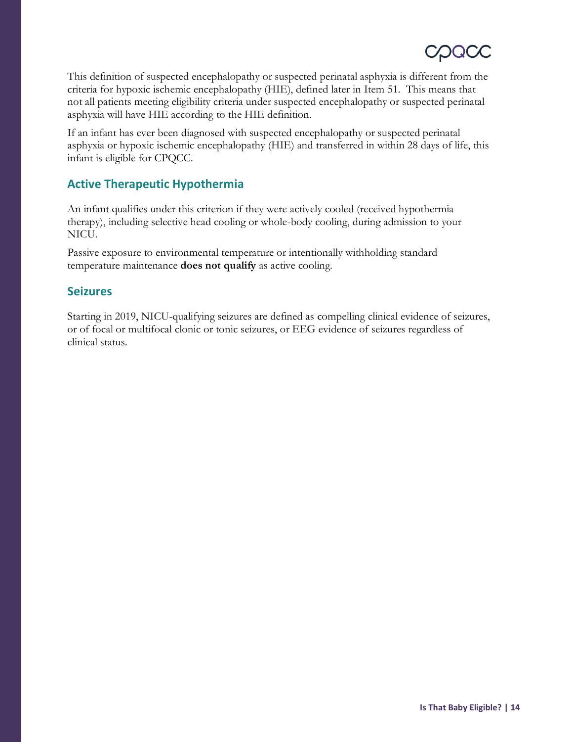This definition of suspected encephalopathy or suspected perinatal asphyxia is different from the criteria for hypoxic ischemic encephalopathy (HIE), defined later in Item 51. This means that not all patients meeting eligibility criteria under suspected encephalopathy or suspected perinatal asphyxia will have HIE according to the HIE definition.

If an infant has ever been diagnosed with suspected encephalopathy or suspected perinatal asphyxia or hypoxic ischemic encephalopathy (HIE) and transferred in within 28 days of life, this infant is eligible for CPQCC.

## Active Therapeutic Hypothermia

An infant qualifies under this criterion if they were actively cooled (received hypothermia therapy), including selective head cooling or whole-body cooling, during admission to your NICU.

Passive exposure to environmental temperature or intentionally withholding standard temperature maintenance **does not qualify** as active cooling.

## Seizures

Starting in 2019, NICU-qualifying seizures are defined as compelling clinical evidence of seizures, or of focal or multifocal clonic or tonic seizures, or EEG evidence of seizures regardless of clinical status.